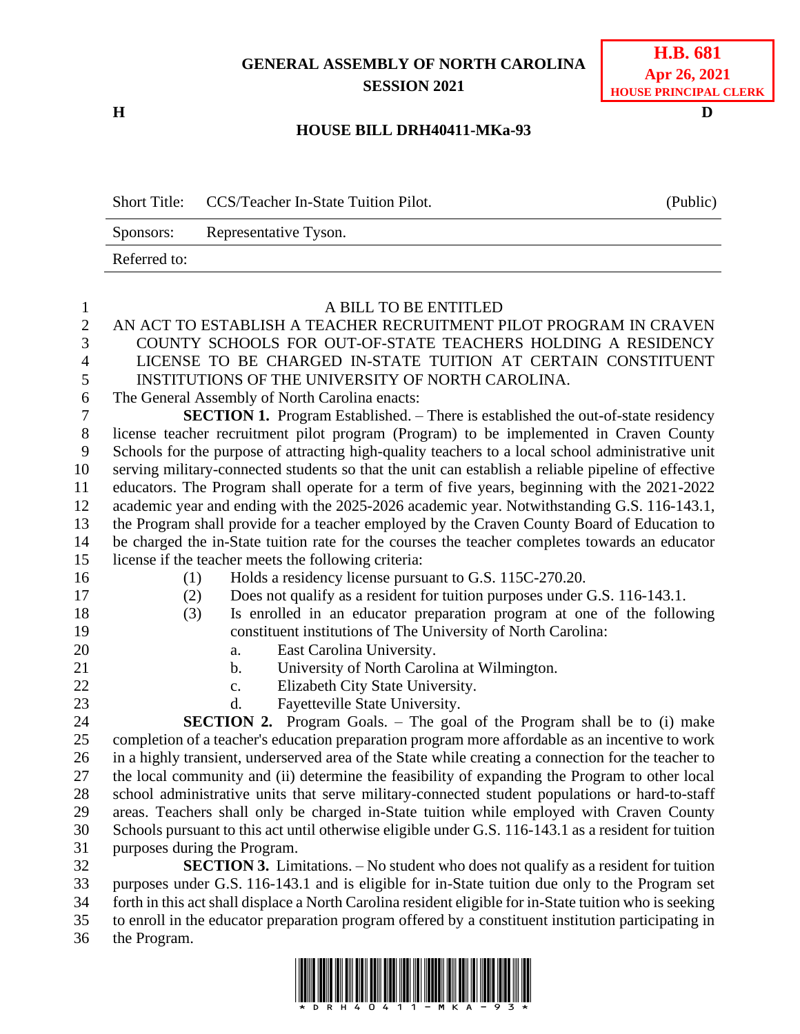GENERAL ASSEMBLY OF NORTH CAROLINA
SESSION 2021

**H.B. 681**
**Apr 26, 2021**
**HOUSE PRINCIPAL CLERK**

H D

**HOUSE BILL DRH40411-MKa-93**

| Short Title: | CCS/Teacher In-State Tuition Pilot. | (Public) |
|---|---|---|
| Sponsors: | Representative Tyson. | |
| Referred to: | | |

A BILL TO BE ENTITLED

AN ACT TO ESTABLISH A TEACHER RECRUITMENT PILOT PROGRAM IN CRAVEN COUNTY SCHOOLS FOR OUT-OF-STATE TEACHERS HOLDING A RESIDENCY LICENSE TO BE CHARGED IN-STATE TUITION AT CERTAIN CONSTITUENT INSTITUTIONS OF THE UNIVERSITY OF NORTH CAROLINA.

The General Assembly of North Carolina enacts:

**SECTION 1.** Program Established. – There is established the out-of-state residency license teacher recruitment pilot program (Program) to be implemented in Craven County Schools for the purpose of attracting high-quality teachers to a local school administrative unit serving military-connected students so that the unit can establish a reliable pipeline of effective educators. The Program shall operate for a term of five years, beginning with the 2021-2022 academic year and ending with the 2025-2026 academic year. Notwithstanding G.S. 116-143.1, the Program shall provide for a teacher employed by the Craven County Board of Education to be charged the in-State tuition rate for the courses the teacher completes towards an educator license if the teacher meets the following criteria:

(1) Holds a residency license pursuant to G.S. 115C-270.20.
(2) Does not qualify as a resident for tuition purposes under G.S. 116-143.1.
(3) Is enrolled in an educator preparation program at one of the following constituent institutions of The University of North Carolina:
   a. East Carolina University.
   b. University of North Carolina at Wilmington.
   c. Elizabeth City State University.
   d. Fayetteville State University.

**SECTION 2.** Program Goals. – The goal of the Program shall be to (i) make completion of a teacher's education preparation program more affordable as an incentive to work in a highly transient, underserved area of the State while creating a connection for the teacher to the local community and (ii) determine the feasibility of expanding the Program to other local school administrative units that serve military-connected student populations or hard-to-staff areas. Teachers shall only be charged in-State tuition while employed with Craven County Schools pursuant to this act until otherwise eligible under G.S. 116-143.1 as a resident for tuition purposes during the Program.

**SECTION 3.** Limitations. – No student who does not qualify as a resident for tuition purposes under G.S. 116-143.1 and is eligible for in-State tuition due only to the Program set forth in this act shall displace a North Carolina resident eligible for in-State tuition who is seeking to enroll in the educator preparation program offered by a constituent institution participating in the Program.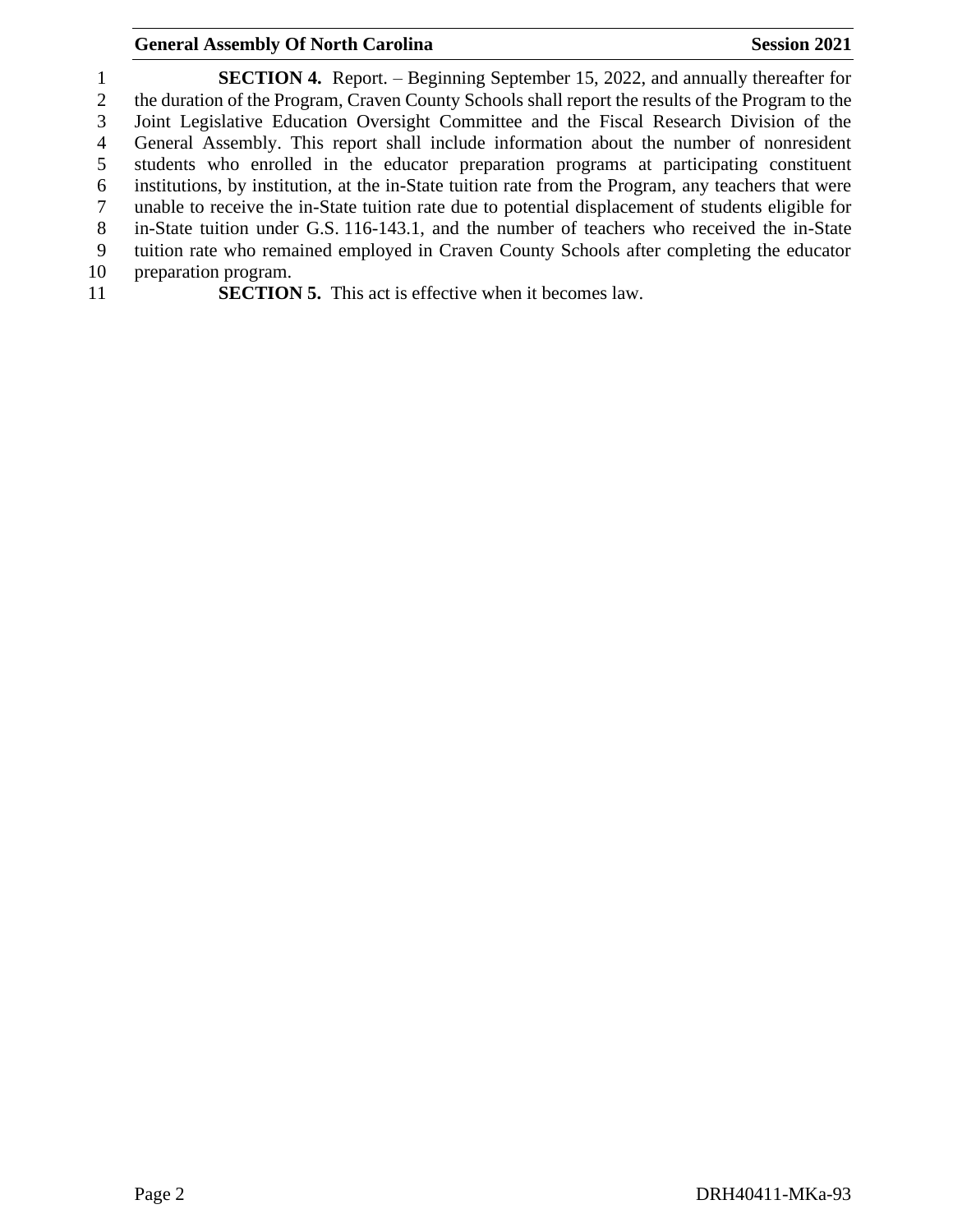**SECTION 4.** Report. – Beginning September 15, 2022, and annually thereafter for the duration of the Program, Craven County Schools shall report the results of the Program to the Joint Legislative Education Oversight Committee and the Fiscal Research Division of the General Assembly. This report shall include information about the number of nonresident students who enrolled in the educator preparation programs at participating constituent institutions, by institution, at the in-State tuition rate from the Program, any teachers that were unable to receive the in-State tuition rate due to potential displacement of students eligible for in-State tuition under G.S. 116-143.1, and the number of teachers who received the in-State tuition rate who remained employed in Craven County Schools after completing the educator preparation program.

**SECTION 5.** This act is effective when it becomes law.